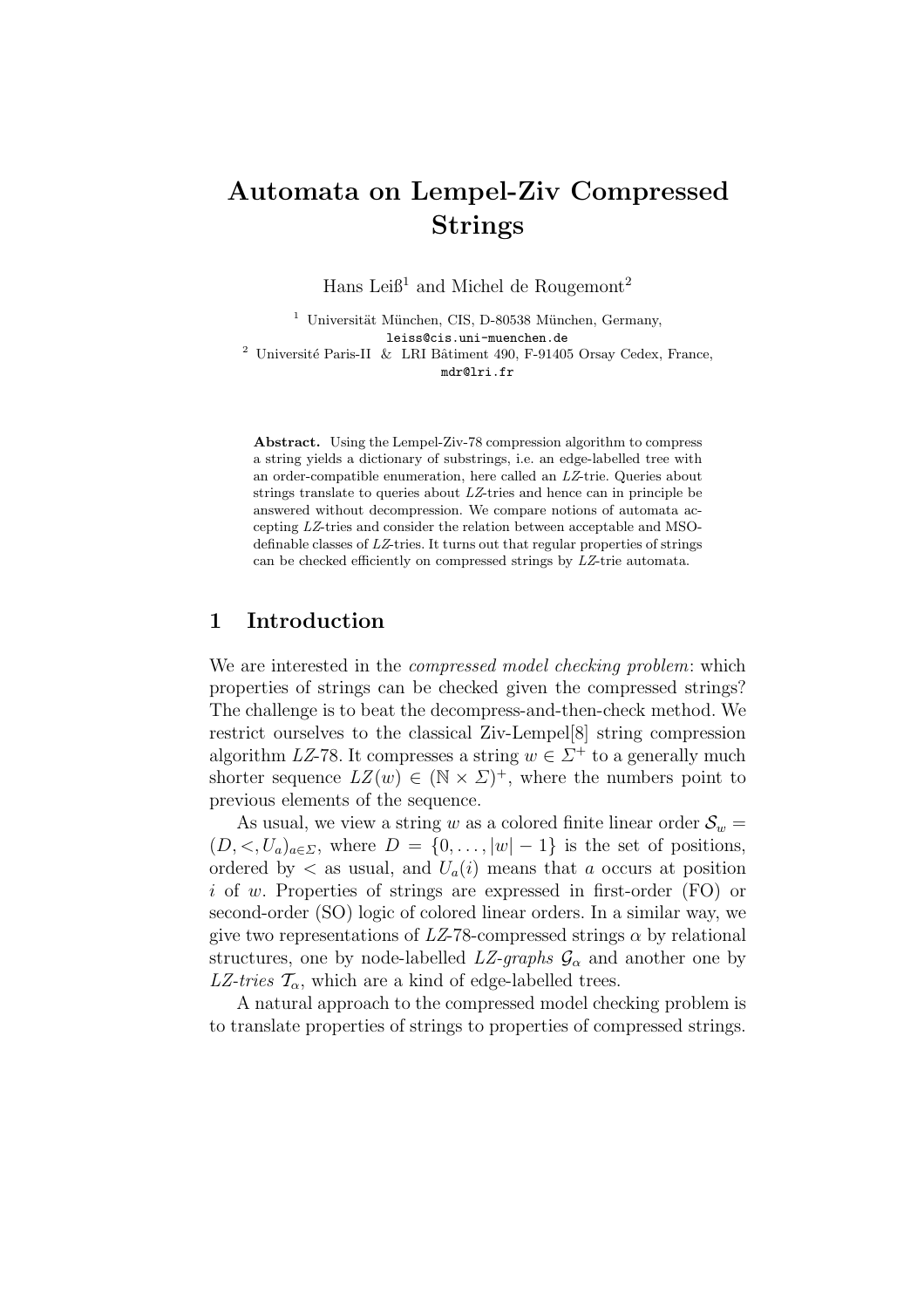# Automata on Lempel-Ziv Compressed Strings

Hans Leiß[1] and Michel de Rougemont[2]

[1] Universität München, CIS, D-80538 München, Germany,
leiss@cis.uni-muenchen.de

[2] Université Paris-II & LRI Bâtiment 490, F-91405 Orsay Cedex, France,
mdr@lri.fr

**Abstract.** Using the Lempel-Ziv-78 compression algorithm to compress a string yields a dictionary of substrings, i.e. an edge-labelled tree with an order-compatible enumeration, here called an *LZ*-trie. Queries about strings translate to queries about *LZ*-tries and hence can in principle be answered without decompression. We compare notions of automata accepting *LZ*-tries and consider the relation between acceptable and MSO-definable classes of *LZ*-tries. It turns out that regular properties of strings can be checked efficiently on compressed strings by *LZ*-trie automata.

## 1 Introduction

We are interested in the *compressed model checking problem*: which properties of strings can be checked given the compressed strings? The challenge is to beat the decompress-and-then-check method. We restrict ourselves to the classical Ziv-Lempel[8] string compression algorithm *LZ*-78. It compresses a string $w \in \Sigma^+$ to a generally much shorter sequence $LZ(w) \in (\mathbb{N} \times \Sigma)^+$, where the numbers point to previous elements of the sequence.

As usual, we view a string $w$ as a colored finite linear order $\mathcal{S}_w = (D, <, U_a)_{a \in \Sigma}$, where $D = \{0, \ldots, |w| - 1\}$ is the set of positions, ordered by $<$ as usual, and $U_a(i)$ means that $a$ occurs at position $i$ of $w$. Properties of strings are expressed in first-order (FO) or second-order (SO) logic of colored linear orders. In a similar way, we give two representations of *LZ*-78-compressed strings $\alpha$ by relational structures, one by node-labelled *LZ-graphs* $\mathcal{G}_\alpha$ and another one by *LZ-tries* $\mathcal{T}_\alpha$, which are a kind of edge-labelled trees.

A natural approach to the compressed model checking problem is to translate properties of strings to properties of compressed strings.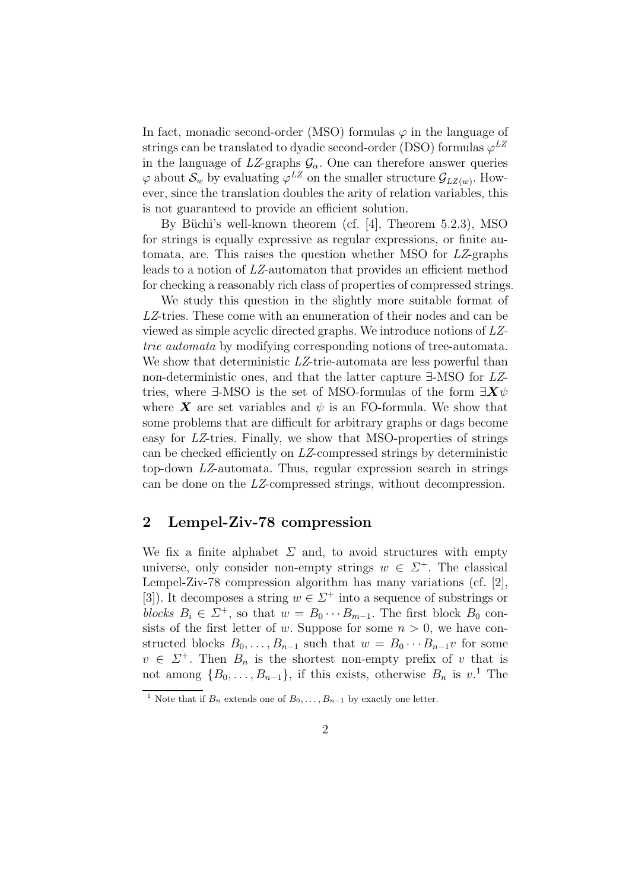In fact, monadic second-order (MSO) formulas $\varphi$ in the language of strings can be translated to dyadic second-order (DSO) formulas $\varphi^{LZ}$ in the language of *LZ*-graphs $\mathcal{G}_\alpha$. One can therefore answer queries $\varphi$ about $\mathcal{S}_w$ by evaluating $\varphi^{LZ}$ on the smaller structure $\mathcal{G}_{LZ(w)}$. However, since the translation doubles the arity of relation variables, this is not guaranteed to provide an efficient solution.

By Büchi's well-known theorem (cf. [4], Theorem 5.2.3), MSO for strings is equally expressive as regular expressions, or finite automata, are. This raises the question whether MSO for *LZ*-graphs leads to a notion of *LZ*-automaton that provides an efficient method for checking a reasonably rich class of properties of compressed strings.

We study this question in the slightly more suitable format of *LZ*-tries. These come with an enumeration of their nodes and can be viewed as simple acyclic directed graphs. We introduce notions of *LZ-trie automata* by modifying corresponding notions of tree-automata. We show that deterministic *LZ*-trie-automata are less powerful than non-deterministic ones, and that the latter capture ∃-MSO for *LZ*-tries, where ∃-MSO is the set of MSO-formulas of the form $\exists \boldsymbol{X} \psi$ where $\boldsymbol{X}$ are set variables and $\psi$ is an FO-formula. We show that some problems that are difficult for arbitrary graphs or dags become easy for *LZ*-tries. Finally, we show that MSO-properties of strings can be checked efficiently on *LZ*-compressed strings by deterministic top-down *LZ*-automata. Thus, regular expression search in strings can be done on the *LZ*-compressed strings, without decompression.

## 2 Lempel-Ziv-78 compression

We fix a finite alphabet $\Sigma$ and, to avoid structures with empty universe, only consider non-empty strings $w \in \Sigma^+$. The classical Lempel-Ziv-78 compression algorithm has many variations (cf. [2], [3]). It decomposes a string $w \in \Sigma^+$ into a sequence of substrings or *blocks* $B_i \in \Sigma^+$, so that $w = B_0 \cdots B_{m-1}$. The first block $B_0$ consists of the first letter of $w$. Suppose for some $n > 0$, we have constructed blocks $B_0, \ldots, B_{n-1}$ such that $w = B_0 \cdots B_{n-1} v$ for some $v \in \Sigma^+$. Then $B_n$ is the shortest non-empty prefix of $v$ that is not among $\{B_0, \ldots, B_{n-1}\}$, if this exists, otherwise $B_n$ is $v$.[1] The

[1] Note that if $B_n$ extends one of $B_0, \ldots, B_{n-1}$ by exactly one letter.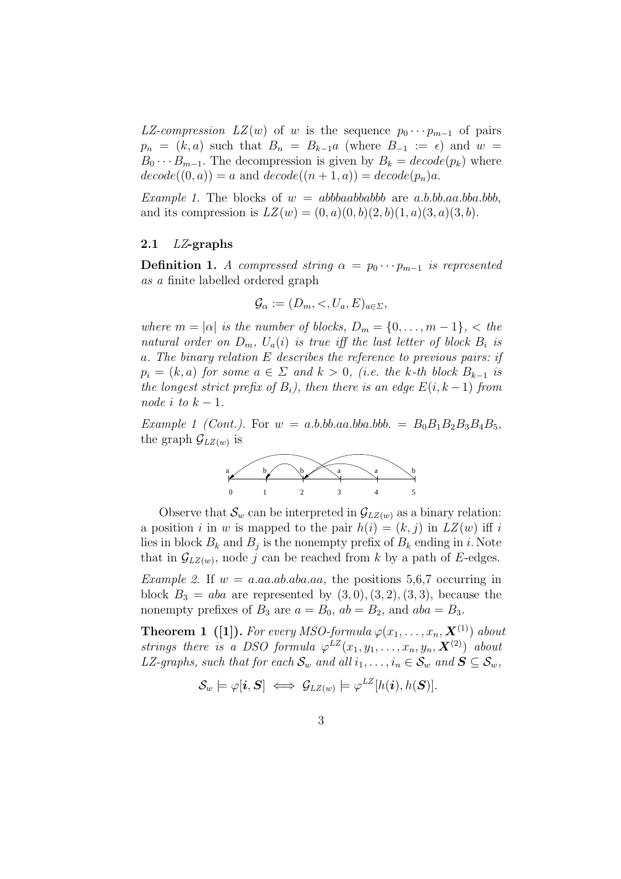*LZ-compression* $LZ(w)$ of $w$ is the sequence $p_0 \cdots p_{m-1}$ of pairs $p_n = (k, a)$ such that $B_n = B_{k-1}a$ (where $B_{-1} := \epsilon$) and $w = B_0 \cdots B_{m-1}$. The decompression is given by $B_k = decode(p_k)$ where $decode((0, a)) = a$ and $decode((n + 1, a)) = decode(p_n)a$.

*Example 1.* The blocks of $w = abbbaabbabbb$ are $a.b.bb.aa.bba.bbb$, and its compression is $LZ(w) = (0, a)(0, b)(2, b)(1, a)(3, a)(3, b)$.

### 2.1 *LZ*-graphs

**Definition 1.** *A compressed string $\alpha = p_0 \cdots p_{m-1}$ is represented as a* finite labelled ordered graph

$$\mathcal{G}_\alpha := (D_m, <, U_a, E)_{a \in \Sigma},$$

*where $m = |\alpha|$ is the number of blocks, $D_m = \{0, \ldots, m - 1\}$, $<$ the natural order on $D_m$, $U_a(i)$ is true iff the last letter of block $B_i$ is $a$. The binary relation $E$ describes the reference to previous pairs: if $p_i = (k, a)$ for some $a \in \Sigma$ and $k > 0$, (i.e. the $k$-th block $B_{k-1}$ is the longest strict prefix of $B_i$), then there is an edge $E(i, k - 1)$ from node $i$ to $k - 1$.*

*Example 1 (Cont.).* For $w = a.b.bb.aa.bba.bbb. = B_0B_1B_2B_3B_4B_5$, the graph $\mathcal{G}_{LZ(w)}$ is

Observe that $\mathcal{S}_w$ can be interpreted in $\mathcal{G}_{LZ(w)}$ as a binary relation: a position $i$ in $w$ is mapped to the pair $h(i) = (k, j)$ in $LZ(w)$ iff $i$ lies in block $B_k$ and $B_j$ is the nonempty prefix of $B_k$ ending in $i$. Note that in $\mathcal{G}_{LZ(w)}$, node $j$ can be reached from $k$ by a path of $E$-edges.

*Example 2.* If $w = a.aa.ab.aba.aa$, the positions 5,6,7 occurring in block $B_3 = aba$ are represented by $(3, 0), (3, 2), (3, 3)$, because the nonempty prefixes of $B_3$ are $a = B_0$, $ab = B_2$, and $aba = B_3$.

**Theorem 1 ([1]).** *For every MSO-formula $\varphi(x_1, \ldots, x_n, \boldsymbol{X}^{(1)})$ about strings there is a DSO formula $\varphi^{LZ}(x_1, y_1, \ldots, x_n, y_n, \boldsymbol{X}^{(2)})$ about LZ-graphs, such that for each $\mathcal{S}_w$ and all $i_1, \ldots, i_n \in \mathcal{S}_w$ and $\boldsymbol{S} \subseteq \mathcal{S}_w$,*

$$\mathcal{S}_w \models \varphi[\boldsymbol{i}, \boldsymbol{S}] \iff \mathcal{G}_{LZ(w)} \models \varphi^{LZ}[h(\boldsymbol{i}), h(\boldsymbol{S})].$$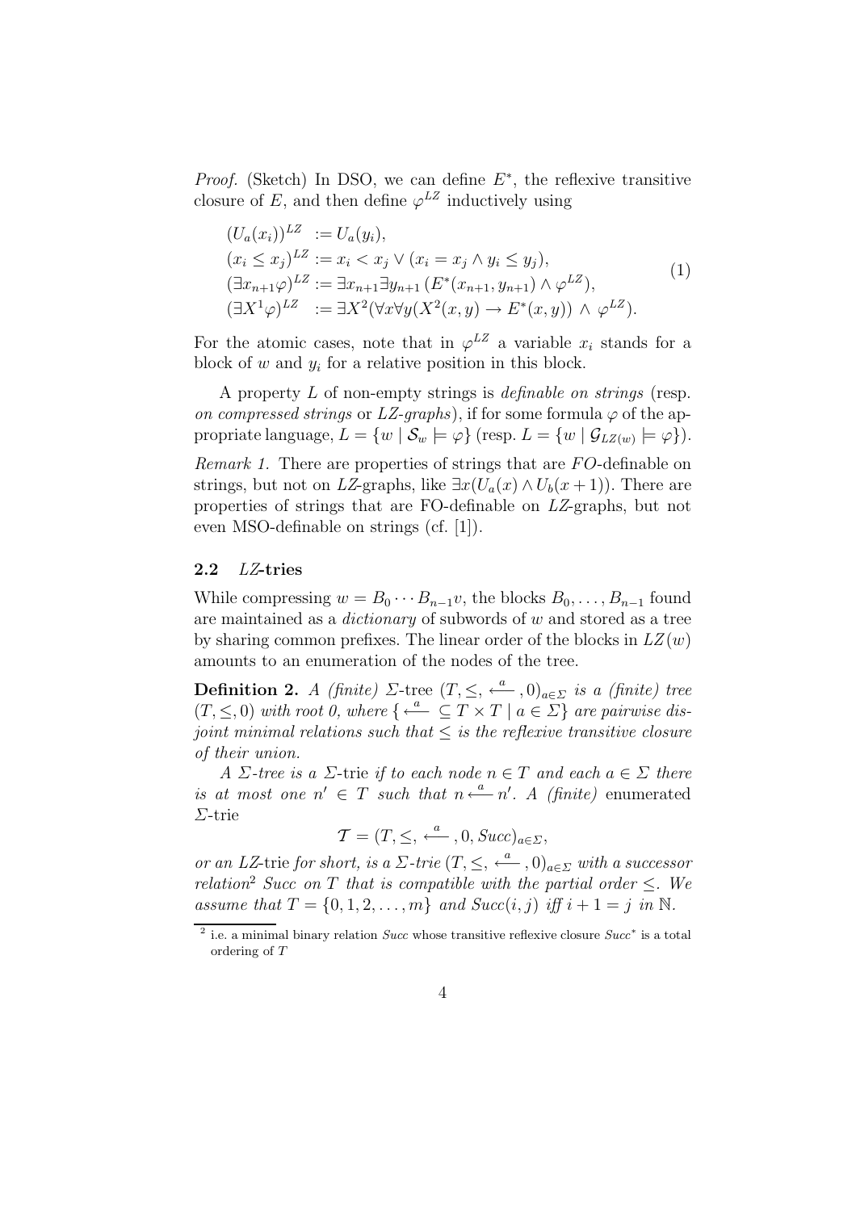*Proof.* (Sketch) In DSO, we can define $E^*$, the reflexive transitive closure of $E$, and then define $\varphi^{LZ}$ inductively using

$$
\begin{aligned}
(U_a(x_i))^{LZ} &:= U_a(y_i),\\
(x_i \leq x_j)^{LZ} &:= x_i < x_j \vee (x_i = x_j \wedge y_i \leq y_j),\\
(\exists x_{n+1}\varphi)^{LZ} &:= \exists x_{n+1}\exists y_{n+1}\,(E^*(x_{n+1}, y_{n+1}) \wedge \varphi^{LZ}),\\
(\exists X^1\varphi)^{LZ} &:= \exists X^2(\forall x\forall y(X^2(x,y) \rightarrow E^*(x,y)) \wedge \varphi^{LZ}).
\end{aligned}
\tag{1}
$$

For the atomic cases, note that in $\varphi^{LZ}$ a variable $x_i$ stands for a block of $w$ and $y_i$ for a relative position in this block.

A property $L$ of non-empty strings is *definable on strings* (resp. *on compressed strings* or *LZ-graphs*), if for some formula $\varphi$ of the appropriate language, $L = \{w \mid \mathcal{S}_w \models \varphi\}$ (resp. $L = \{w \mid \mathcal{G}_{LZ(w)} \models \varphi\}$).

*Remark 1.* There are properties of strings that are $FO$-definable on strings, but not on $LZ$-graphs, like $\exists x(U_a(x) \wedge U_b(x+1))$. There are properties of strings that are FO-definable on $LZ$-graphs, but not even MSO-definable on strings (cf. [1]).

### 2.2 *LZ*-tries

While compressing $w = B_0 \cdots B_{n-1}v$, the blocks $B_0, \ldots, B_{n-1}$ found are maintained as a *dictionary* of subwords of $w$ and stored as a tree by sharing common prefixes. The linear order of the blocks in $LZ(w)$ amounts to an enumeration of the nodes of the tree.

**Definition 2.** *A (finite)* $\Sigma$-tree $(T, \leq, \stackrel{a}{\longleftarrow}, 0)_{a\in\Sigma}$ *is a (finite) tree* $(T, \leq, 0)$ *with root 0, where* $\{\stackrel{a}{\longleftarrow} \subseteq T \times T \mid a \in \Sigma\}$ *are pairwise disjoint minimal relations such that* $\leq$ *is the reflexive transitive closure of their union.*

*A* $\Sigma$*-tree is a* $\Sigma$-trie *if to each node* $n \in T$ *and each* $a \in \Sigma$ *there is at most one* $n' \in T$ *such that* $n \stackrel{a}{\longleftarrow} n'$. *A (finite)* enumerated $\Sigma$-trie

$$\mathcal{T} = (T, \leq, \stackrel{a}{\longleftarrow}, 0, Succ)_{a\in\Sigma},$$

*or an* LZ-trie *for short, is a* $\Sigma$*-trie* $(T, \leq, \stackrel{a}{\longleftarrow}, 0)_{a\in\Sigma}$ *with a successor relation*[2] $Succ$ *on* $T$ *that is compatible with the partial order* $\leq$*. We assume that* $T = \{0, 1, 2, \ldots, m\}$ *and* $Succ(i, j)$ *iff* $i + 1 = j$ *in* $\mathbb{N}$.

[2] i.e. a minimal binary relation $Succ$ whose transitive reflexive closure $Succ^*$ is a total ordering of $T$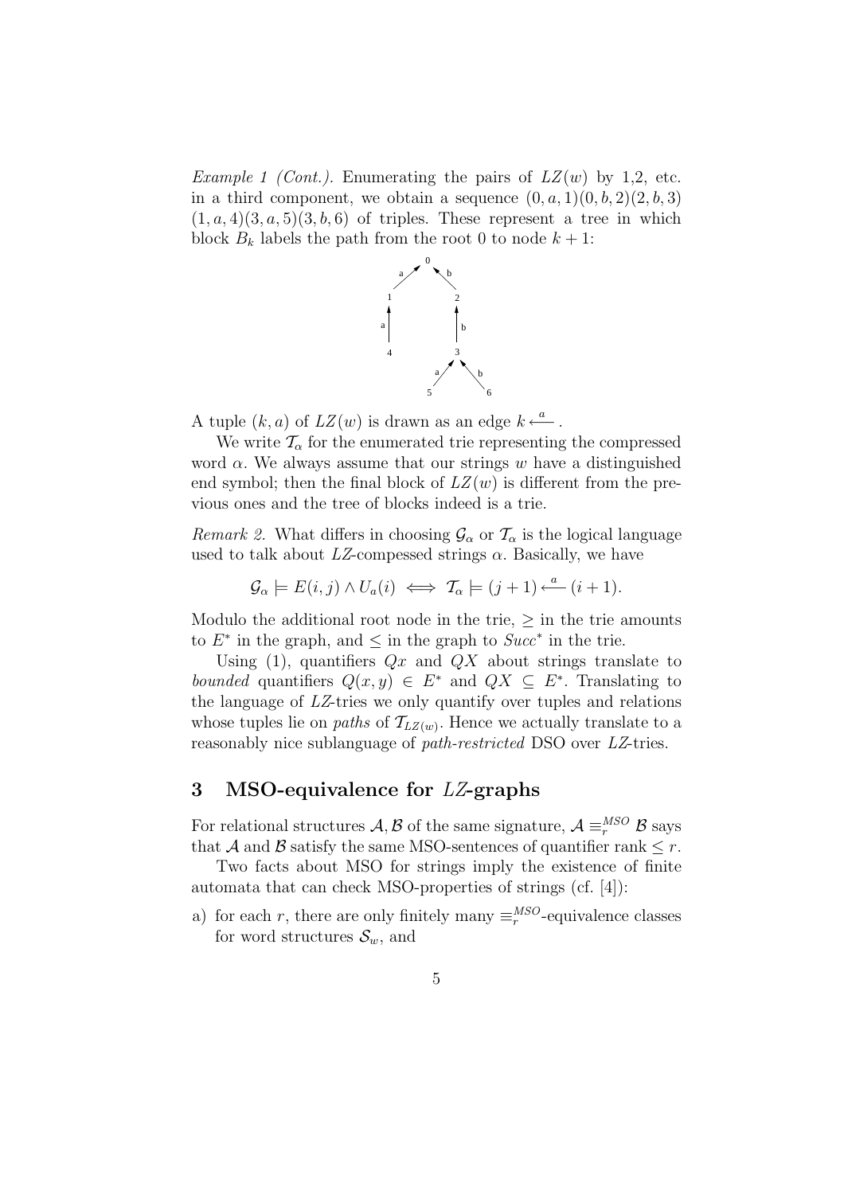*Example 1 (Cont.).* Enumerating the pairs of $LZ(w)$ by 1,2, etc. in a third component, we obtain a sequence $(0, a, 1)(0, b, 2)(2, b, 3)$ $(1, a, 4)(3, a, 5)(3, b, 6)$ of triples. These represent a tree in which block $B_k$ labels the path from the root 0 to node $k + 1$:

A tuple $(k, a)$ of $LZ(w)$ is drawn as an edge $k \xleftarrow{a}$ .

We write $\mathcal{T}_\alpha$ for the enumerated trie representing the compressed word $\alpha$. We always assume that our strings $w$ have a distinguished end symbol; then the final block of $LZ(w)$ is different from the previous ones and the tree of blocks indeed is a trie.

*Remark 2.* What differs in choosing $\mathcal{G}_\alpha$ or $\mathcal{T}_\alpha$ is the logical language used to talk about *LZ*-compessed strings $\alpha$. Basically, we have

$$\mathcal{G}_\alpha \models E(i, j) \wedge U_a(i) \iff \mathcal{T}_\alpha \models (j + 1) \xleftarrow{a} (i + 1).$$

Modulo the additional root node in the trie, $\geq$ in the trie amounts to $E^*$ in the graph, and $\leq$ in the graph to $Succ^*$ in the trie.

Using (1), quantifiers $Qx$ and $QX$ about strings translate to *bounded* quantifiers $Q(x, y) \in E^*$ and $QX \subseteq E^*$. Translating to the language of *LZ*-tries we only quantify over tuples and relations whose tuples lie on *paths* of $\mathcal{T}_{LZ(w)}$. Hence we actually translate to a reasonably nice sublanguage of *path-restricted* DSO over *LZ*-tries.

## 3 MSO-equivalence for *LZ*-graphs

For relational structures $\mathcal{A}, \mathcal{B}$ of the same signature, $\mathcal{A} \equiv_r^{MSO} \mathcal{B}$ says that $\mathcal{A}$ and $\mathcal{B}$ satisfy the same MSO-sentences of quantifier rank $\leq r$.

Two facts about MSO for strings imply the existence of finite automata that can check MSO-properties of strings (cf. [4]):

a) for each $r$, there are only finitely many $\equiv_r^{MSO}$-equivalence classes for word structures $\mathcal{S}_w$, and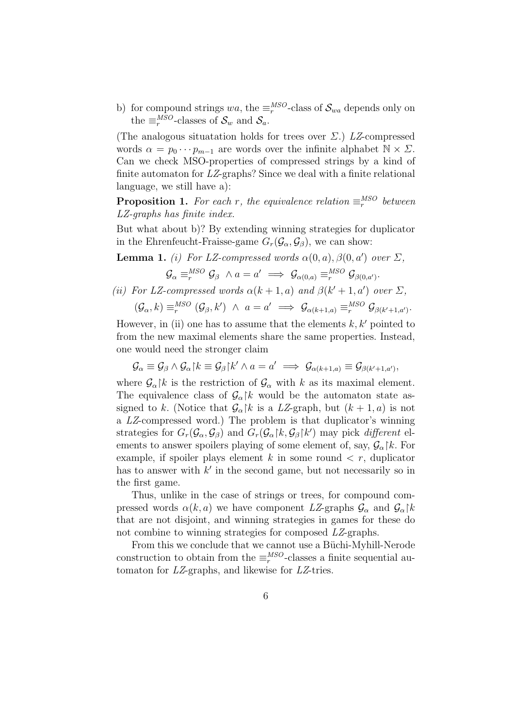b) for compound strings $wa$, the $\equiv_r^{MSO}$-class of $\mathcal{S}_{wa}$ depends only on the $\equiv_r^{MSO}$-classes of $\mathcal{S}_w$ and $\mathcal{S}_a$.

(The analogous situatation holds for trees over $\Sigma$.) *LZ*-compressed words $\alpha = p_0 \cdots p_{m-1}$ are words over the infinite alphabet $\mathbb{N} \times \Sigma$. Can we check MSO-properties of compressed strings by a kind of finite automaton for *LZ*-graphs? Since we deal with a finite relational language, we still have a):

**Proposition 1.** *For each $r$, the equivalence relation $\equiv_r^{MSO}$ between LZ-graphs has finite index.*

But what about b)? By extending winning strategies for duplicator in the Ehrenfeucht-Fraisse-game $G_r(\mathcal{G}_\alpha, \mathcal{G}_\beta)$, we can show:

**Lemma 1.** *(i) For LZ-compressed words $\alpha(0,a), \beta(0,a')$ over $\Sigma$,*

$$\mathcal{G}_\alpha \equiv_r^{MSO} \mathcal{G}_\beta \ \wedge a = a' \implies \mathcal{G}_{\alpha(0,a)} \equiv_r^{MSO} \mathcal{G}_{\beta(0,a')}.$$

*(ii) For LZ-compressed words $\alpha(k+1,a)$ and $\beta(k'+1,a')$ over $\Sigma$,*

$$(\mathcal{G}_\alpha, k) \equiv_r^{MSO} (\mathcal{G}_\beta, k') \ \wedge \ a = a' \implies \mathcal{G}_{\alpha(k+1,a)} \equiv_r^{MSO} \mathcal{G}_{\beta(k'+1,a')}.$$

However, in (ii) one has to assume that the elements $k, k'$ pointed to from the new maximal elements share the same properties. Instead, one would need the stronger claim

$$\mathcal{G}_\alpha \equiv \mathcal{G}_\beta \wedge \mathcal{G}_\alpha{\restriction}k \equiv \mathcal{G}_\beta{\restriction}k' \wedge a = a' \implies \mathcal{G}_{\alpha(k+1,a)} \equiv \mathcal{G}_{\beta(k'+1,a')},$$

where $\mathcal{G}_\alpha{\restriction}k$ is the restriction of $\mathcal{G}_\alpha$ with $k$ as its maximal element. The equivalence class of $\mathcal{G}_\alpha{\restriction}k$ would be the automaton state assigned to $k$. (Notice that $\mathcal{G}_\alpha{\restriction}k$ is a *LZ*-graph, but $(k+1,a)$ is not a *LZ*-compressed word.) The problem is that duplicator's winning strategies for $G_r(\mathcal{G}_\alpha, \mathcal{G}_\beta)$ and $G_r(\mathcal{G}_\alpha{\restriction}k, \mathcal{G}_\beta{\restriction}k')$ may pick *different* elements to answer spoilers playing of some element of, say, $\mathcal{G}_\alpha{\restriction}k$. For example, if spoiler plays element $k$ in some round $< r$, duplicator has to answer with $k'$ in the second game, but not necessarily so in the first game.

Thus, unlike in the case of strings or trees, for compound compressed words $\alpha(k,a)$ we have component *LZ*-graphs $\mathcal{G}_\alpha$ and $\mathcal{G}_\alpha{\restriction}k$ that are not disjoint, and winning strategies in games for these do not combine to winning strategies for composed *LZ*-graphs.

From this we conclude that we cannot use a Büchi-Myhill-Nerode construction to obtain from the $\equiv_r^{MSO}$-classes a finite sequential automaton for *LZ*-graphs, and likewise for *LZ*-tries.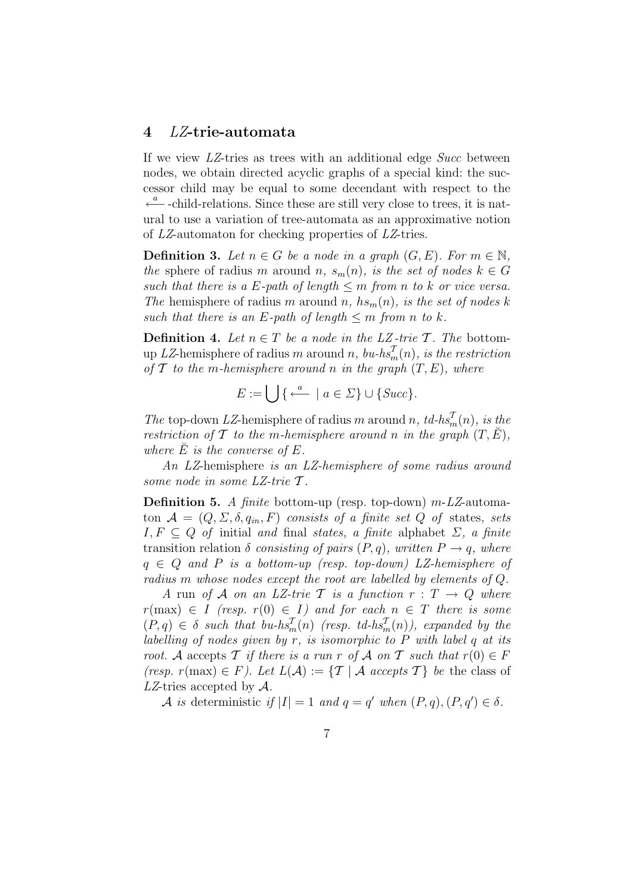## 4 *LZ*-trie-automata

If we view *LZ*-tries as trees with an additional edge *Succ* between nodes, we obtain directed acyclic graphs of a special kind: the successor child may be equal to some decendant with respect to the $\xleftarrow{a}$-child-relations. Since these are still very close to trees, it is natural to use a variation of tree-automata as an approximative notion of *LZ*-automaton for checking properties of *LZ*-tries.

**Definition 3.** *Let $n \in G$ be a node in a graph $(G, E)$. For $m \in \mathbb{N}$, the* sphere of radius $m$ around $n$, *$s_m(n)$, is the set of nodes $k \in G$ such that there is a $E$-path of length $\leq m$ from $n$ to $k$ or vice versa. The* hemisphere of radius $m$ around $n$, *$hs_m(n)$, is the set of nodes $k$ such that there is an $E$-path of length $\leq m$ from $n$ to $k$.*

**Definition 4.** *Let $n \in T$ be a node in the LZ-trie $\mathcal{T}$. The* bottom-up *LZ*-hemisphere of radius $m$ around $n$, *$bu\text{-}hs_m^{\mathcal{T}}(n)$, is the restriction of $\mathcal{T}$ to the $m$-hemisphere around $n$ in the graph $(T, E)$, where*

$$E := \bigcup \{ \xleftarrow{a} \mid a \in \Sigma \} \cup \{Succ\}.$$

*The* top-down *LZ*-hemisphere of radius $m$ around $n$, *$td\text{-}hs_m^{\mathcal{T}}(n)$, is the restriction of $\mathcal{T}$ to the $m$-hemisphere around $n$ in the graph $(T, \breve{E})$, where $\breve{E}$ is the converse of $E$.*

*An* *LZ*-hemisphere *is an LZ-hemisphere of some radius around some node in some LZ-trie $\mathcal{T}$.*

**Definition 5.** *A* finite bottom-up (resp. top-down) $m$-*LZ*-automaton $\mathcal{A} = (Q, \Sigma, \delta, q_{in}, F)$ *consists of a finite set $Q$ of* states, *sets $I, F \subseteq Q$ of* initial *and* final *states, a finite* alphabet $\Sigma$, *a finite* transition relation $\delta$ *consisting of pairs $(P, q)$, written $P \to q$, where $q \in Q$ and $P$ is a bottom-up (resp. top-down) LZ-hemisphere of radius $m$ whose nodes except the root are labelled by elements of $Q$.*

*A* run *of $\mathcal{A}$ on an LZ-trie $\mathcal{T}$ is a function $r : T \to Q$ where $r(\max) \in I$ (resp. $r(0) \in I$) and for each $n \in T$ there is some $(P, q) \in \delta$ such that $bu\text{-}hs_m^{\mathcal{T}}(n)$ (resp. $td\text{-}hs_m^{\mathcal{T}}(n)$), expanded by the labelling of nodes given by $r$, is isomorphic to $P$ with label $q$ at its root. $\mathcal{A}$* accepts *$\mathcal{T}$ if there is a run $r$ of $\mathcal{A}$ on $\mathcal{T}$ such that $r(0) \in F$ (resp. $r(\max) \in F$). Let $L(\mathcal{A}) := \{\mathcal{T} \mid \mathcal{A}$ accepts $\mathcal{T}\}$ be* the class of *LZ*-tries accepted by $\mathcal{A}$.

*$\mathcal{A}$ is* deterministic *if $|I| = 1$ and $q = q'$ when $(P, q), (P, q') \in \delta$.*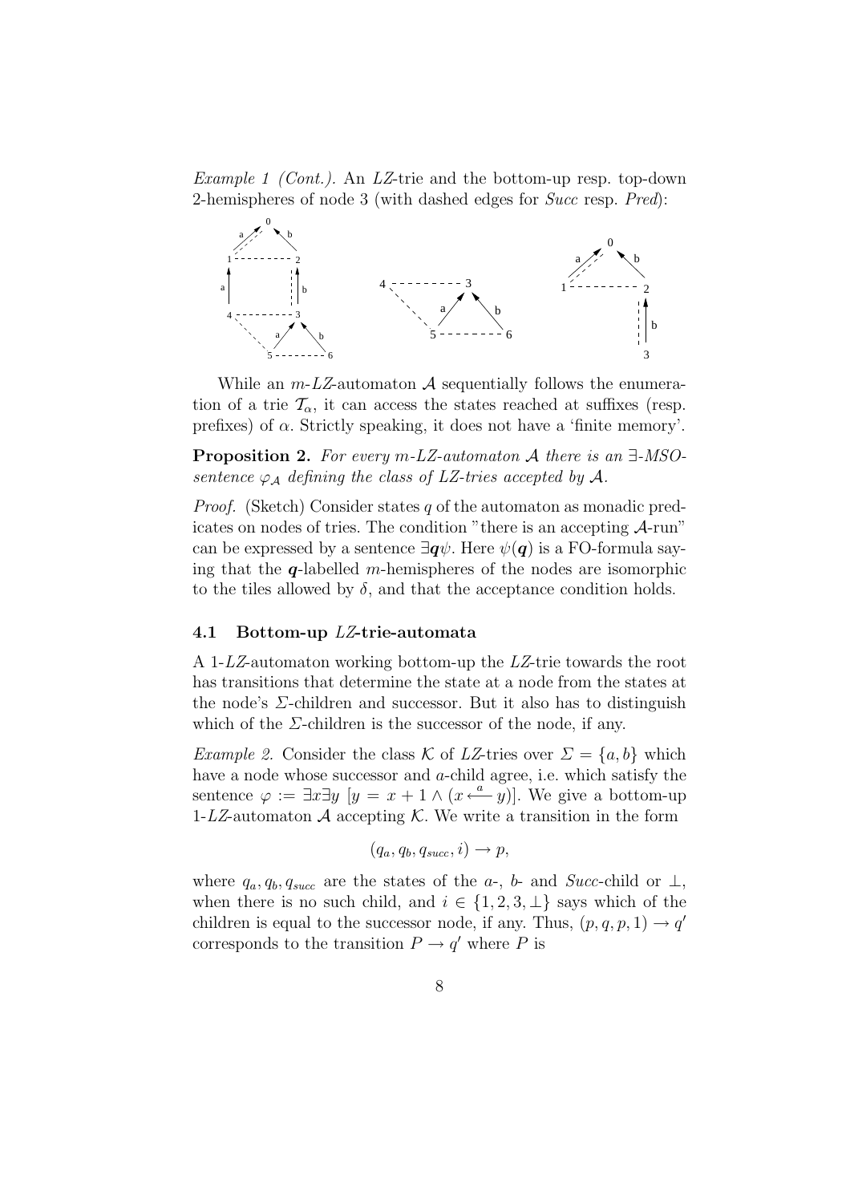*Example 1 (Cont.).* An *LZ*-trie and the bottom-up resp. top-down 2-hemispheres of node 3 (with dashed edges for *Succ* resp. *Pred*):

While an $m$-*LZ*-automaton $\mathcal{A}$ sequentially follows the enumeration of a trie $\mathcal{T}_\alpha$, it can access the states reached at suffixes (resp. prefixes) of $\alpha$. Strictly speaking, it does not have a 'finite memory'.

**Proposition 2.** *For every m-LZ-automaton $\mathcal{A}$ there is an $\exists$-MSO-sentence $\varphi_\mathcal{A}$ defining the class of LZ-tries accepted by $\mathcal{A}$.*

*Proof.* (Sketch) Consider states $q$ of the automaton as monadic predicates on nodes of tries. The condition "there is an accepting $\mathcal{A}$-run" can be expressed by a sentence $\exists \boldsymbol{q}\psi$. Here $\psi(\boldsymbol{q})$ is a FO-formula saying that the $\boldsymbol{q}$-labelled $m$-hemispheres of the nodes are isomorphic to the tiles allowed by $\delta$, and that the acceptance condition holds.

### 4.1 Bottom-up *LZ*-trie-automata

A 1-*LZ*-automaton working bottom-up the *LZ*-trie towards the root has transitions that determine the state at a node from the states at the node's $\Sigma$-children and successor. But it also has to distinguish which of the $\Sigma$-children is the successor of the node, if any.

*Example 2.* Consider the class $\mathcal{K}$ of *LZ*-tries over $\Sigma = \{a, b\}$ which have a node whose successor and $a$-child agree, i.e. which satisfy the sentence $\varphi := \exists x \exists y \; [y = x + 1 \wedge (x \overset{a}{\longleftarrow} y)]$. We give a bottom-up 1-*LZ*-automaton $\mathcal{A}$ accepting $\mathcal{K}$. We write a transition in the form

$$(q_a, q_b, q_{succ}, i) \rightarrow p,$$

where $q_a, q_b, q_{succ}$ are the states of the $a$-, $b$- and *Succ*-child or $\perp$, when there is no such child, and $i \in \{1, 2, 3, \perp\}$ says which of the children is equal to the successor node, if any. Thus, $(p, q, p, 1) \rightarrow q'$ corresponds to the transition $P \rightarrow q'$ where $P$ is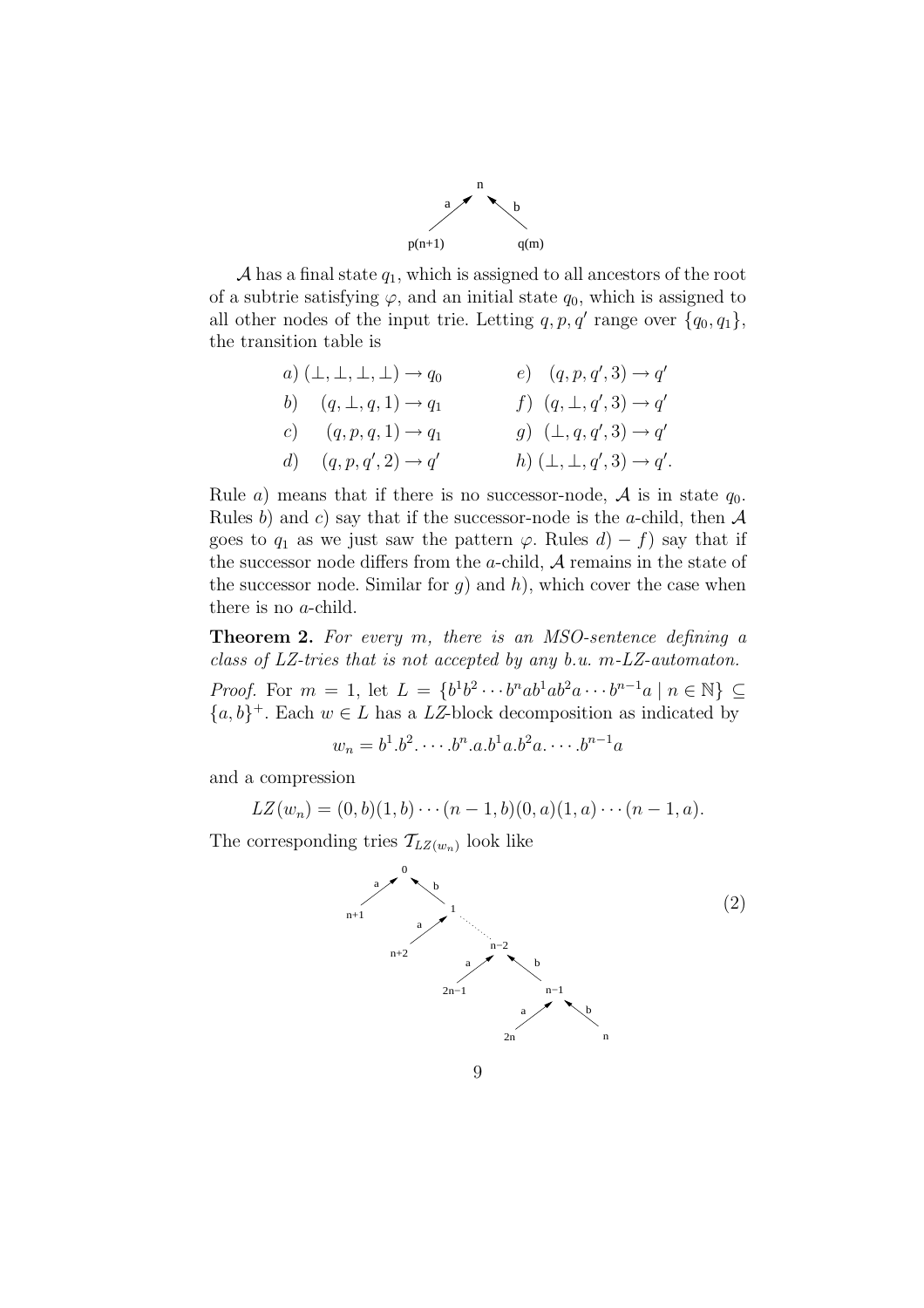$\mathcal{A}$ has a final state $q_1$, which is assigned to all ancestors of the root of a subtrie satisfying $\varphi$, and an initial state $q_0$, which is assigned to all other nodes of the input trie. Letting $q, p, q'$ range over $\{q_0, q_1\}$, the transition table is

$$
\begin{array}{llll}
a) & (\bot, \bot, \bot, \bot) \to q_0 & e) & (q, p, q', 3) \to q' \\
b) & (q, \bot, q, 1) \to q_1 & f) & (q, \bot, q', 3) \to q' \\
c) & (q, p, q, 1) \to q_1 & g) & (\bot, q, q', 3) \to q' \\
d) & (q, p, q', 2) \to q' & h) & (\bot, \bot, q', 3) \to q'.
\end{array}
$$

Rule $a)$ means that if there is no successor-node, $\mathcal{A}$ is in state $q_0$. Rules $b)$ and $c)$ say that if the successor-node is the $a$-child, then $\mathcal{A}$ goes to $q_1$ as we just saw the pattern $\varphi$. Rules $d) - f)$ say that if the successor node differs from the $a$-child, $\mathcal{A}$ remains in the state of the successor node. Similar for $g)$ and $h)$, which cover the case when there is no $a$-child.

**Theorem 2.** *For every $m$, there is an MSO-sentence defining a class of LZ-tries that is not accepted by any b.u. $m$-LZ-automaton.*

*Proof.* For $m = 1$, let $L = \{b^1 b^2 \cdots b^n a b^1 a b^2 a \cdots b^{n-1} a \mid n \in \mathbb{N}\} \subseteq \{a, b\}^+$. Each $w \in L$ has a $LZ$-block decomposition as indicated by

$$w_n = b^1.b^2.\cdots.b^n.a.b^1a.b^2a.\cdots.b^{n-1}a$$

and a compression

$$LZ(w_n) = (0, b)(1, b) \cdots (n-1, b)(0, a)(1, a) \cdots (n-1, a).$$

The corresponding tries $\mathcal{T}_{LZ(w_n)}$ look like

(2)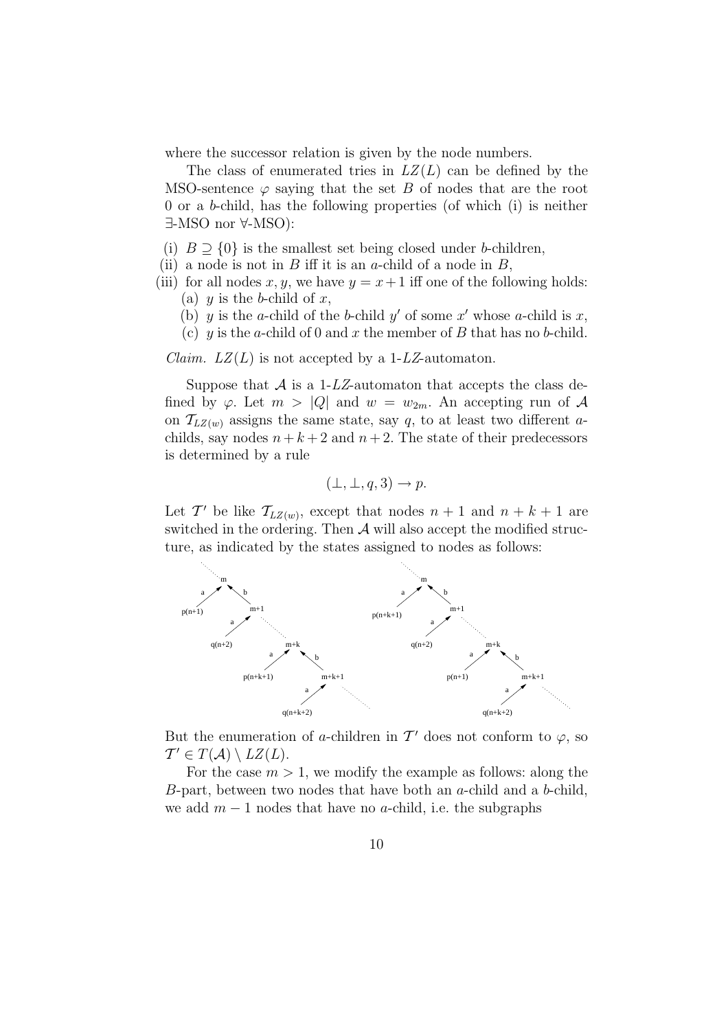where the successor relation is given by the node numbers.

The class of enumerated tries in $LZ(L)$ can be defined by the MSO-sentence $\varphi$ saying that the set $B$ of nodes that are the root 0 or a $b$-child, has the following properties (of which (i) is neither ∃-MSO nor ∀-MSO):

(i) $B \supseteq \{0\}$ is the smallest set being closed under $b$-children,

(ii) a node is not in $B$ iff it is an $a$-child of a node in $B$,

(iii) for all nodes $x, y$, we have $y = x + 1$ iff one of the following holds:
  - (a) $y$ is the $b$-child of $x$,
  - (b) $y$ is the $a$-child of the $b$-child $y'$ of some $x'$ whose $a$-child is $x$,
  - (c) $y$ is the $a$-child of 0 and $x$ the member of $B$ that has no $b$-child.

*Claim.* $LZ(L)$ is not accepted by a 1-$LZ$-automaton.

Suppose that $\mathcal{A}$ is a 1-$LZ$-automaton that accepts the class defined by $\varphi$. Let $m > |Q|$ and $w = w_{2m}$. An accepting run of $\mathcal{A}$ on $\mathcal{T}_{LZ(w)}$ assigns the same state, say $q$, to at least two different $a$-childs, say nodes $n+k+2$ and $n+2$. The state of their predecessors is determined by a rule

$$(\bot, \bot, q, 3) \to p.$$

Let $\mathcal{T}'$ be like $\mathcal{T}_{LZ(w)}$, except that nodes $n+1$ and $n+k+1$ are switched in the ordering. Then $\mathcal{A}$ will also accept the modified structure, as indicated by the states assigned to nodes as follows:

But the enumeration of $a$-children in $\mathcal{T}'$ does not conform to $\varphi$, so $\mathcal{T}' \in T(\mathcal{A}) \setminus LZ(L)$.

For the case $m > 1$, we modify the example as follows: along the $B$-part, between two nodes that have both an $a$-child and a $b$-child, we add $m - 1$ nodes that have no $a$-child, i.e. the subgraphs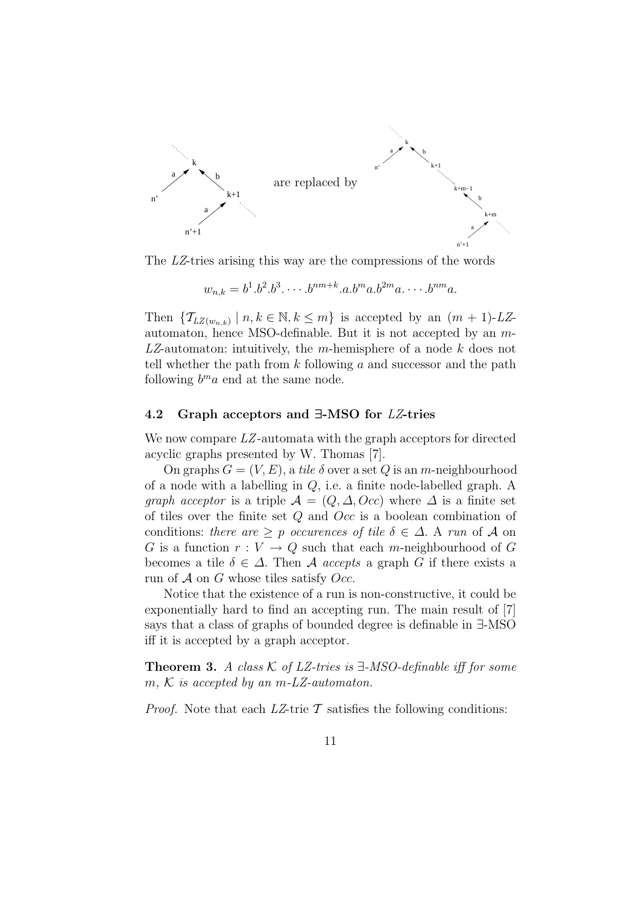are replaced by

The *LZ*-tries arising this way are the compressions of the words

$$w_{n,k} = b^1.b^2.b^3.\cdots.b^{nm+k}.a.b^m a.b^{2m} a.\cdots.b^{nm} a.$$

Then $\{\mathcal{T}_{LZ(w_{n,k})} \mid n, k \in \mathbb{N}, k \le m\}$ is accepted by an $(m+1)$-*LZ*-automaton, hence MSO-definable. But it is not accepted by an $m$-*LZ*-automaton: intuitively, the $m$-hemisphere of a node $k$ does not tell whether the path from $k$ following $a$ and successor and the path following $b^m a$ end at the same node.

### 4.2 Graph acceptors and ∃-MSO for *LZ*-tries

We now compare *LZ*-automata with the graph acceptors for directed acyclic graphs presented by W. Thomas [7].

On graphs $G = (V, E)$, a *tile* $\delta$ over a set $Q$ is an $m$-neighbourhood of a node with a labelling in $Q$, i.e. a finite node-labelled graph. A *graph acceptor* is a triple $\mathcal{A} = (Q, \Delta, Occ)$ where $\Delta$ is a finite set of tiles over the finite set $Q$ and $Occ$ is a boolean combination of conditions: *there are* $\ge p$ *occurences of tile* $\delta \in \Delta$. A *run* of $\mathcal{A}$ on $G$ is a function $r : V \to Q$ such that each $m$-neighbourhood of $G$ becomes a tile $\delta \in \Delta$. Then $\mathcal{A}$ *accepts* a graph $G$ if there exists a run of $\mathcal{A}$ on $G$ whose tiles satisfy $Occ$.

Notice that the existence of a run is non-constructive, it could be exponentially hard to find an accepting run. The main result of [7] says that a class of graphs of bounded degree is definable in ∃-MSO iff it is accepted by a graph acceptor.

**Theorem 3.** *A class $\mathcal{K}$ of LZ-tries is ∃-MSO-definable iff for some $m$, $\mathcal{K}$ is accepted by an m-LZ-automaton.*

*Proof.* Note that each *LZ*-trie $\mathcal{T}$ satisfies the following conditions: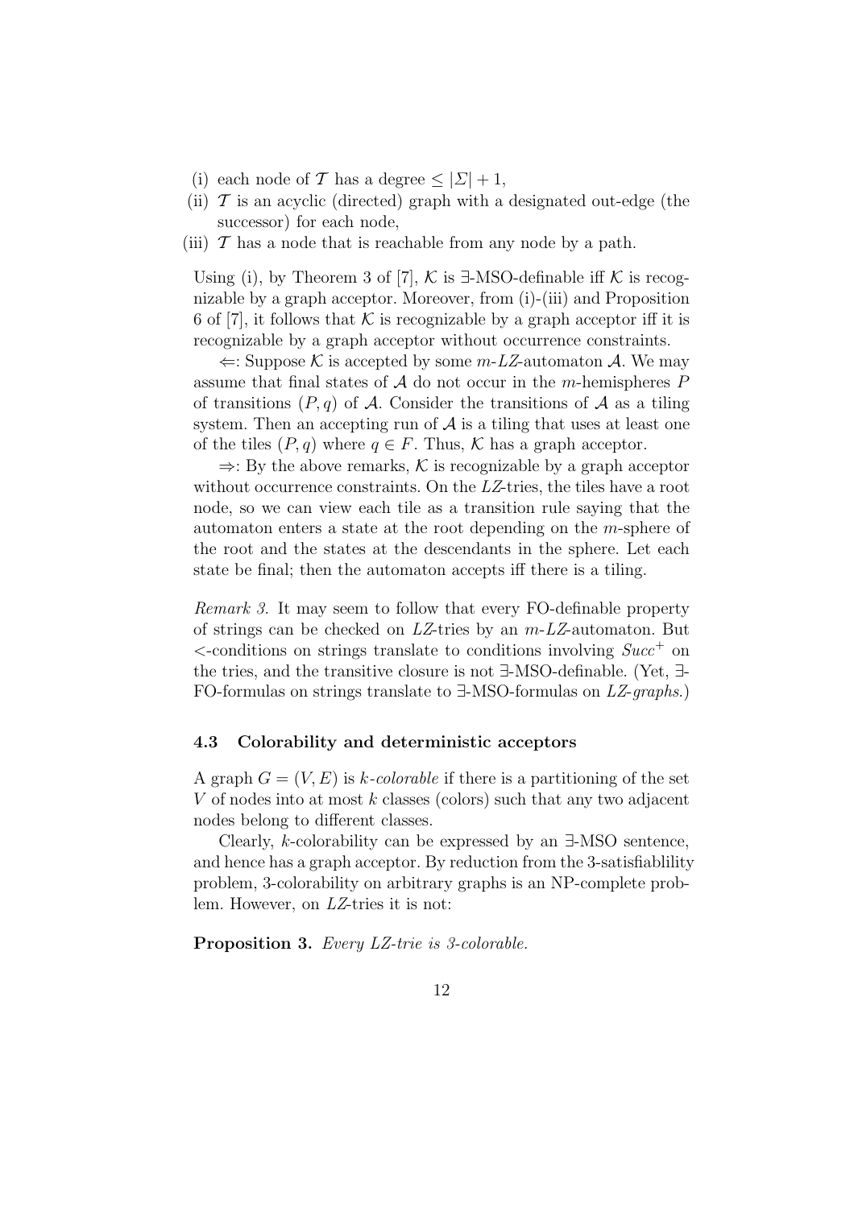(i) each node of $\mathcal{T}$ has a degree $\leq |\Sigma| + 1$,

(ii) $\mathcal{T}$ is an acyclic (directed) graph with a designated out-edge (the successor) for each node,

(iii) $\mathcal{T}$ has a node that is reachable from any node by a path.

Using (i), by Theorem 3 of [7], $\mathcal{K}$ is $\exists$-MSO-definable iff $\mathcal{K}$ is recognizable by a graph acceptor. Moreover, from (i)-(iii) and Proposition 6 of [7], it follows that $\mathcal{K}$ is recognizable by a graph acceptor iff it is recognizable by a graph acceptor without occurrence constraints.

$\Leftarrow$: Suppose $\mathcal{K}$ is accepted by some $m$-*LZ*-automaton $\mathcal{A}$. We may assume that final states of $\mathcal{A}$ do not occur in the $m$-hemispheres $P$ of transitions $(P, q)$ of $\mathcal{A}$. Consider the transitions of $\mathcal{A}$ as a tiling system. Then an accepting run of $\mathcal{A}$ is a tiling that uses at least one of the tiles $(P, q)$ where $q \in F$. Thus, $\mathcal{K}$ has a graph acceptor.

$\Rightarrow$: By the above remarks, $\mathcal{K}$ is recognizable by a graph acceptor without occurrence constraints. On the *LZ*-tries, the tiles have a root node, so we can view each tile as a transition rule saying that the automaton enters a state at the root depending on the $m$-sphere of the root and the states at the descendants in the sphere. Let each state be final; then the automaton accepts iff there is a tiling.

*Remark 3.* It may seem to follow that every FO-definable property of strings can be checked on *LZ*-tries by an $m$-*LZ*-automaton. But $<$-conditions on strings translate to conditions involving $Succ^+$ on the tries, and the transitive closure is not $\exists$-MSO-definable. (Yet, $\exists$-FO-formulas on strings translate to $\exists$-MSO-formulas on *LZ-graphs*.)

### 4.3 Colorability and deterministic acceptors

A graph $G = (V, E)$ is *$k$-colorable* if there is a partitioning of the set $V$ of nodes into at most $k$ classes (colors) such that any two adjacent nodes belong to different classes.

Clearly, $k$-colorability can be expressed by an $\exists$-MSO sentence, and hence has a graph acceptor. By reduction from the 3-satisfiablility problem, 3-colorability on arbitrary graphs is an NP-complete problem. However, on *LZ*-tries it is not:

**Proposition 3.** *Every LZ-trie is 3-colorable.*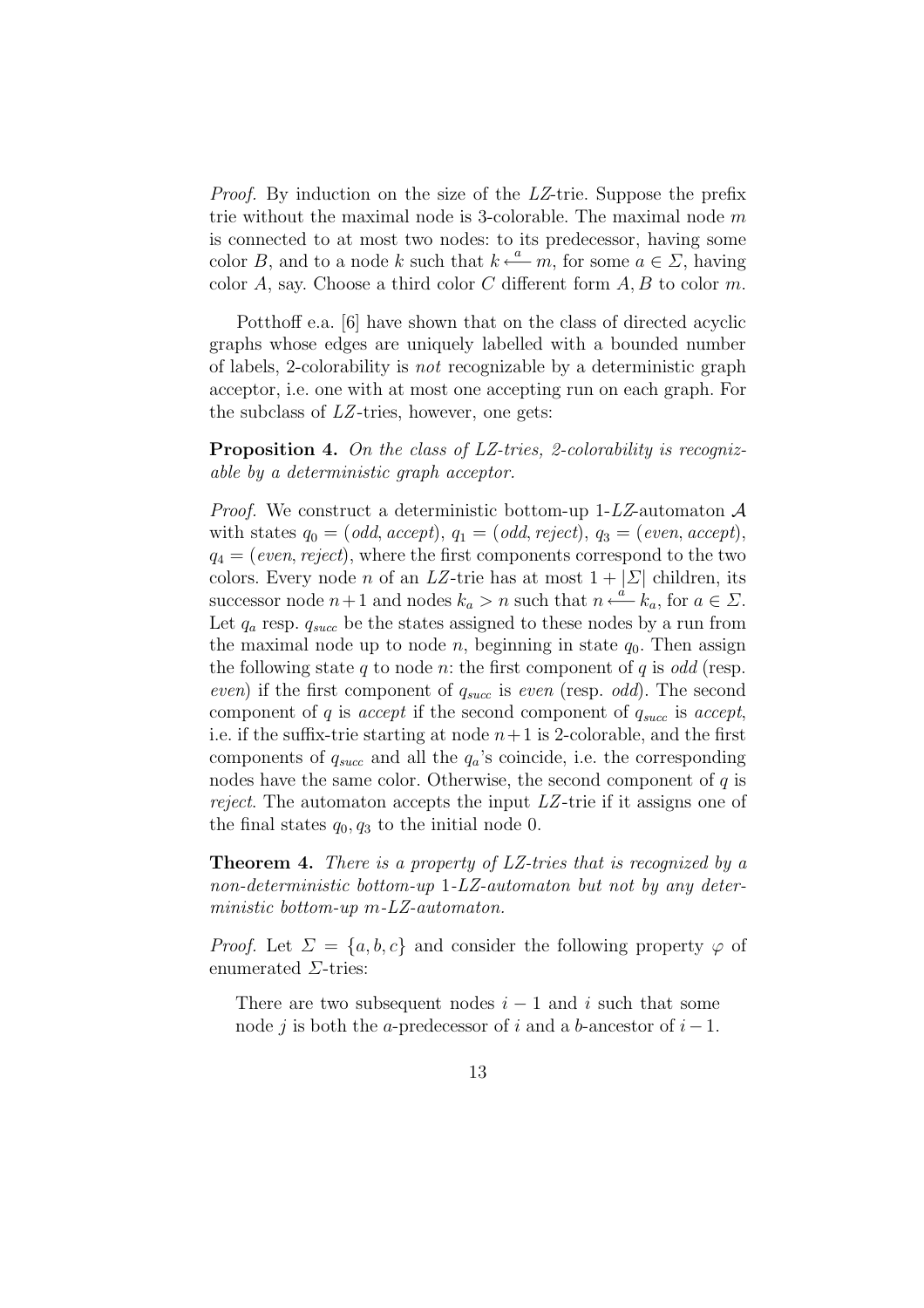*Proof.* By induction on the size of the *LZ*-trie. Suppose the prefix trie without the maximal node is 3-colorable. The maximal node $m$ is connected to at most two nodes: to its predecessor, having some color $B$, and to a node $k$ such that $k \overset{a}{\longleftarrow} m$, for some $a \in \Sigma$, having color $A$, say. Choose a third color $C$ different form $A, B$ to color $m$.

Potthoff e.a. [6] have shown that on the class of directed acyclic graphs whose edges are uniquely labelled with a bounded number of labels, 2-colorability is *not* recognizable by a deterministic graph acceptor, i.e. one with at most one accepting run on each graph. For the subclass of *LZ*-tries, however, one gets:

**Proposition 4.** *On the class of LZ-tries, 2-colorability is recognizable by a deterministic graph acceptor.*

*Proof.* We construct a deterministic bottom-up 1-*LZ*-automaton $\mathcal{A}$ with states $q_0 = (odd, accept)$, $q_1 = (odd, reject)$, $q_3 = (even, accept)$, $q_4 = (even, reject)$, where the first components correspond to the two colors. Every node $n$ of an *LZ*-trie has at most $1 + |\Sigma|$ children, its successor node $n+1$ and nodes $k_a > n$ such that $n \overset{a}{\longleftarrow} k_a$, for $a \in \Sigma$. Let $q_a$ resp. $q_{succ}$ be the states assigned to these nodes by a run from the maximal node up to node $n$, beginning in state $q_0$. Then assign the following state $q$ to node $n$: the first component of $q$ is *odd* (resp. *even*) if the first component of $q_{succ}$ is *even* (resp. *odd*). The second component of $q$ is *accept* if the second component of $q_{succ}$ is *accept*, i.e. if the suffix-trie starting at node $n+1$ is 2-colorable, and the first components of $q_{succ}$ and all the $q_a$'s coincide, i.e. the corresponding nodes have the same color. Otherwise, the second component of $q$ is *reject*. The automaton accepts the input *LZ*-trie if it assigns one of the final states $q_0, q_3$ to the initial node 0.

**Theorem 4.** *There is a property of LZ-tries that is recognized by a non-deterministic bottom-up 1-LZ-automaton but not by any deterministic bottom-up m-LZ-automaton.*

*Proof.* Let $\Sigma = \{a, b, c\}$ and consider the following property $\varphi$ of enumerated $\Sigma$-tries:

> There are two subsequent nodes $i-1$ and $i$ such that some node $j$ is both the $a$-predecessor of $i$ and a $b$-ancestor of $i-1$.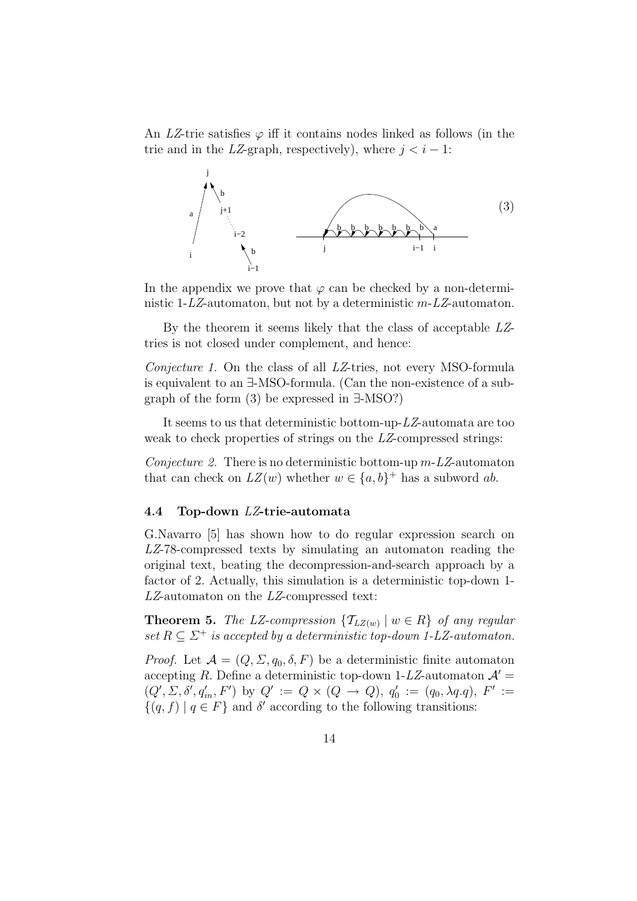An *LZ*-trie satisfies $\varphi$ iff it contains nodes linked as follows (in the trie and in the *LZ*-graph, respectively), where $j < i-1$:

(3)

In the appendix we prove that $\varphi$ can be checked by a non-deterministic 1-*LZ*-automaton, but not by a deterministic $m$-*LZ*-automaton.

By the theorem it seems likely that the class of acceptable *LZ*-tries is not closed under complement, and hence:

*Conjecture 1.* On the class of all *LZ*-tries, not every MSO-formula is equivalent to an ∃-MSO-formula. (Can the non-existence of a subgraph of the form (3) be expressed in ∃-MSO?)

It seems to us that deterministic bottom-up-*LZ*-automata are too weak to check properties of strings on the *LZ*-compressed strings:

*Conjecture 2.* There is no deterministic bottom-up $m$-*LZ*-automaton that can check on $LZ(w)$ whether $w \in \{a,b\}^+$ has a subword $ab$.

### 4.4 Top-down *LZ*-trie-automata

G.Navarro [5] has shown how to do regular expression search on *LZ*-78-compressed texts by simulating an automaton reading the original text, beating the decompression-and-search approach by a factor of 2. Actually, this simulation is a deterministic top-down 1-*LZ*-automaton on the *LZ*-compressed text:

**Theorem 5.** *The LZ-compression* $\{\mathcal{T}_{LZ(w)} \mid w \in R\}$ *of any regular set* $R \subseteq \Sigma^+$ *is accepted by a deterministic top-down 1-LZ-automaton.*

*Proof.* Let $\mathcal{A} = (Q, \Sigma, q_0, \delta, F)$ be a deterministic finite automaton accepting $R$. Define a deterministic top-down 1-*LZ*-automaton $\mathcal{A}' = (Q', \Sigma, \delta', q'_{in}, F')$ by $Q' := Q \times (Q \to Q)$, $q'_0 := (q_0, \lambda q.q)$, $F' := \{(q,f) \mid q \in F\}$ and $\delta'$ according to the following transitions: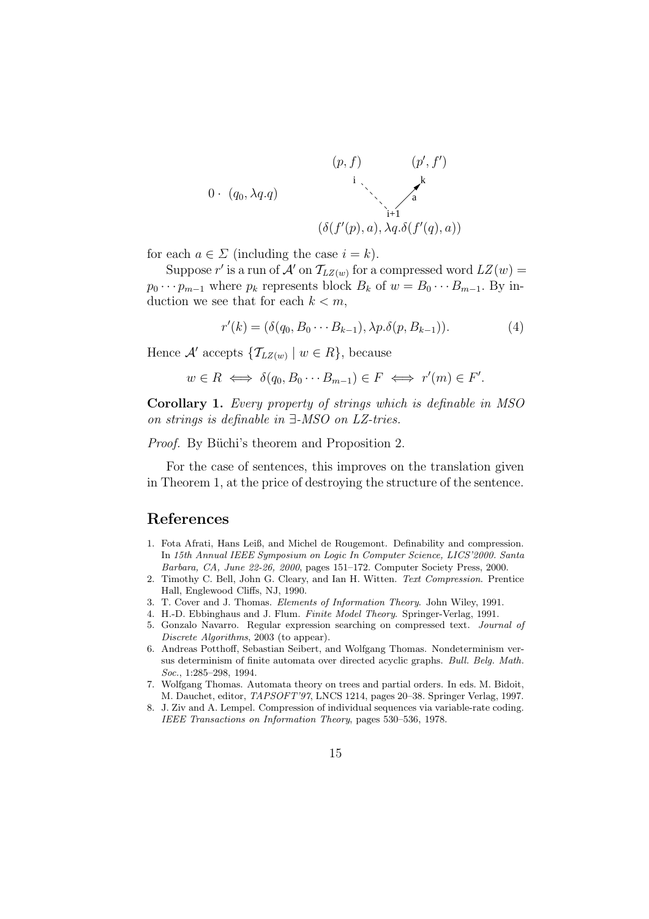$0 \cdot \ (q_0, \lambda q.q)$

$(p, f)$ $(p', f')$

i k

a

i+1

$(\delta(f'(p), a), \lambda q.\delta(f'(q), a))$

for each $a \in \Sigma$ (including the case $i = k$).

Suppose $r'$ is a run of $\mathcal{A}'$ on $\mathcal{T}_{LZ(w)}$ for a compressed word $LZ(w) = p_0 \cdots p_{m-1}$ where $p_k$ represents block $B_k$ of $w = B_0 \cdots B_{m-1}$. By induction we see that for each $k < m$,

$$r'(k) = (\delta(q_0, B_0 \cdots B_{k-1}), \lambda p.\delta(p, B_{k-1})). \tag{4}$$

Hence $\mathcal{A}'$ accepts $\{\mathcal{T}_{LZ(w)} \mid w \in R\}$, because

$$w \in R \iff \delta(q_0, B_0 \cdots B_{m-1}) \in F \iff r'(m) \in F'.$$

**Corollary 1.** *Every property of strings which is definable in MSO on strings is definable in ∃-MSO on LZ-tries.*

*Proof.* By Büchi's theorem and Proposition 2.

For the case of sentences, this improves on the translation given in Theorem 1, at the price of destroying the structure of the sentence.

## References

1. Fota Afrati, Hans Leiß, and Michel de Rougemont. Definability and compression. In *15th Annual IEEE Symposium on Logic In Computer Science, LICS'2000. Santa Barbara, CA, June 22-26, 2000*, pages 151–172. Computer Society Press, 2000.
2. Timothy C. Bell, John G. Cleary, and Ian H. Witten. *Text Compression*. Prentice Hall, Englewood Cliffs, NJ, 1990.
3. T. Cover and J. Thomas. *Elements of Information Theory*. John Wiley, 1991.
4. H.-D. Ebbinghaus and J. Flum. *Finite Model Theory*. Springer-Verlag, 1991.
5. Gonzalo Navarro. Regular expression searching on compressed text. *Journal of Discrete Algorithms*, 2003 (to appear).
6. Andreas Potthoff, Sebastian Seibert, and Wolfgang Thomas. Nondeterminism versus determinism of finite automata over directed acyclic graphs. *Bull. Belg. Math. Soc.*, 1:285–298, 1994.
7. Wolfgang Thomas. Automata theory on trees and partial orders. In eds. M. Bidoit, M. Dauchet, editor, *TAPSOFT'97*, LNCS 1214, pages 20–38. Springer Verlag, 1997.
8. J. Ziv and A. Lempel. Compression of individual sequences via variable-rate coding. *IEEE Transactions on Information Theory*, pages 530–536, 1978.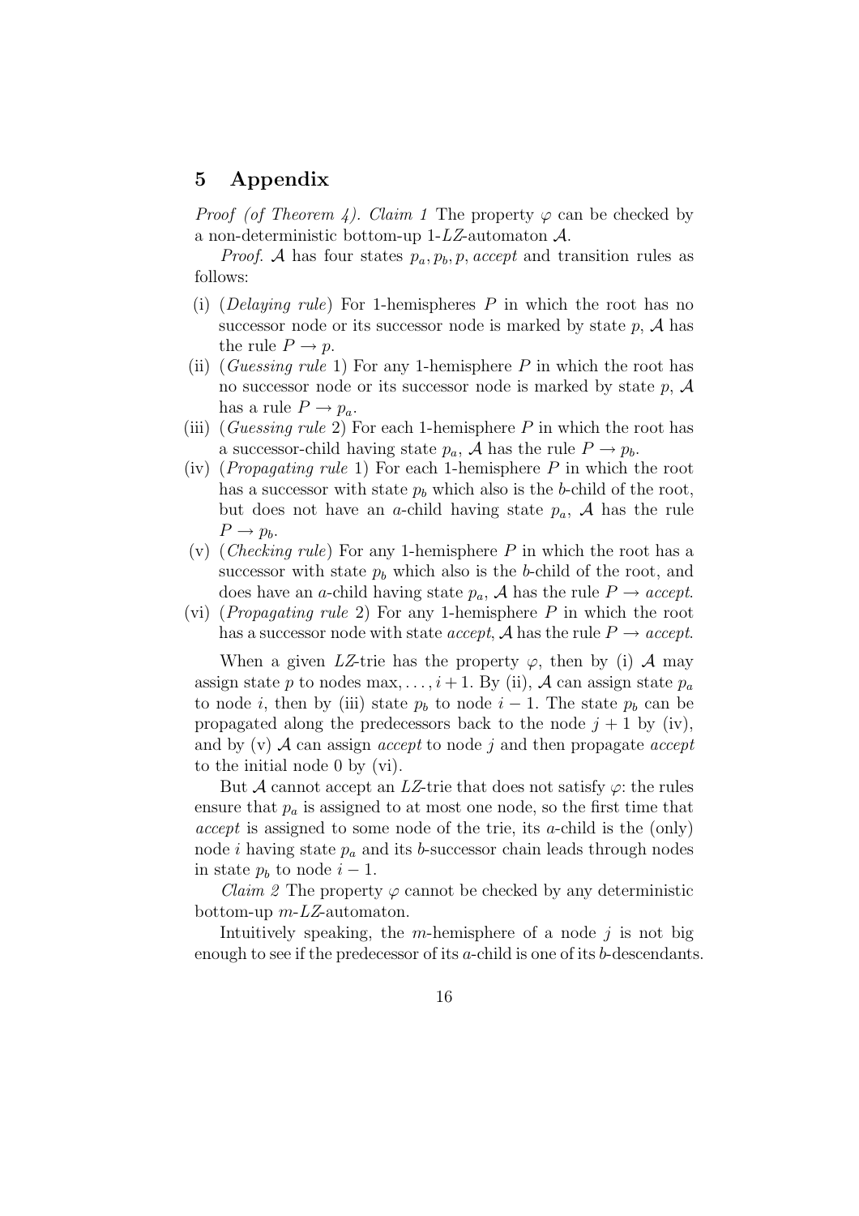## 5 Appendix

*Proof (of Theorem 4). Claim 1* The property $\varphi$ can be checked by a non-deterministic bottom-up 1-*LZ*-automaton $\mathcal{A}$.

*Proof.* $\mathcal{A}$ has four states $p_a, p_b, p, accept$ and transition rules as follows:

- (i) (*Delaying rule*) For 1-hemispheres $P$ in which the root has no successor node or its successor node is marked by state $p$, $\mathcal{A}$ has the rule $P \to p$.
- (ii) (*Guessing rule* 1) For any 1-hemisphere $P$ in which the root has no successor node or its successor node is marked by state $p$, $\mathcal{A}$ has a rule $P \to p_a$.
- (iii) (*Guessing rule* 2) For each 1-hemisphere $P$ in which the root has a successor-child having state $p_a$, $\mathcal{A}$ has the rule $P \to p_b$.
- (iv) (*Propagating rule* 1) For each 1-hemisphere $P$ in which the root has a successor with state $p_b$ which also is the $b$-child of the root, but does not have an $a$-child having state $p_a$, $\mathcal{A}$ has the rule $P \to p_b$.
- (v) (*Checking rule*) For any 1-hemisphere $P$ in which the root has a successor with state $p_b$ which also is the $b$-child of the root, and does have an $a$-child having state $p_a$, $\mathcal{A}$ has the rule $P \to accept$.
- (vi) (*Propagating rule* 2) For any 1-hemisphere $P$ in which the root has a successor node with state $accept$, $\mathcal{A}$ has the rule $P \to accept$.

When a given *LZ*-trie has the property $\varphi$, then by (i) $\mathcal{A}$ may assign state $p$ to nodes $\max, \ldots, i+1$. By (ii), $\mathcal{A}$ can assign state $p_a$ to node $i$, then by (iii) state $p_b$ to node $i-1$. The state $p_b$ can be propagated along the predecessors back to the node $j+1$ by (iv), and by (v) $\mathcal{A}$ can assign $accept$ to node $j$ and then propagate $accept$ to the initial node 0 by (vi).

But $\mathcal{A}$ cannot accept an *LZ*-trie that does not satisfy $\varphi$: the rules ensure that $p_a$ is assigned to at most one node, so the first time that $accept$ is assigned to some node of the trie, its $a$-child is the (only) node $i$ having state $p_a$ and its $b$-successor chain leads through nodes in state $p_b$ to node $i-1$.

*Claim 2* The property $\varphi$ cannot be checked by any deterministic bottom-up $m$-*LZ*-automaton.

Intuitively speaking, the $m$-hemisphere of a node $j$ is not big enough to see if the predecessor of its $a$-child is one of its $b$-descendants.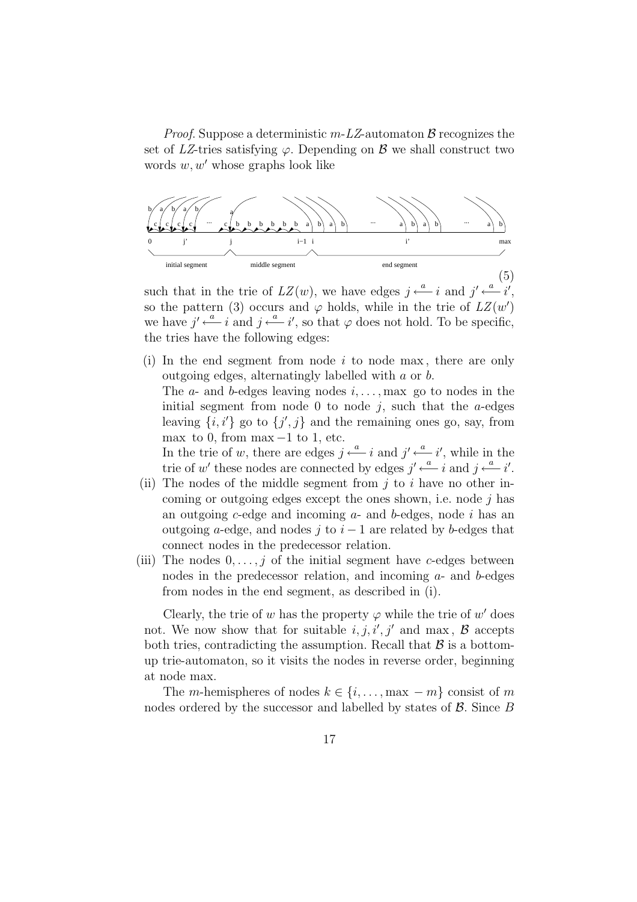*Proof.* Suppose a deterministic $m$-*LZ*-automaton $\mathcal{B}$ recognizes the set of *LZ*-tries satisfying $\varphi$. Depending on $\mathcal{B}$ we shall construct two words $w, w'$ whose graphs look like

$$(5)$$

such that in the trie of $LZ(w)$, we have edges $j \overset{a}{\longleftarrow} i$ and $j' \overset{a}{\longleftarrow} i'$, so the pattern (3) occurs and $\varphi$ holds, while in the trie of $LZ(w')$ we have $j' \overset{a}{\longleftarrow} i$ and $j \overset{a}{\longleftarrow} i'$, so that $\varphi$ does not hold. To be specific, the tries have the following edges:

(i) In the end segment from node $i$ to node max, there are only outgoing edges, alternatingly labelled with $a$ or $b$.
The $a$- and $b$-edges leaving nodes $i, \ldots, \max$ go to nodes in the initial segment from node 0 to node $j$, such that the $a$-edges leaving $\{i, i'\}$ go to $\{j', j\}$ and the remaining ones go, say, from max to 0, from max $-1$ to 1, etc.
In the trie of $w$, there are edges $j \overset{a}{\longleftarrow} i$ and $j' \overset{a}{\longleftarrow} i'$, while in the trie of $w'$ these nodes are connected by edges $j' \overset{a}{\longleftarrow} i$ and $j \overset{a}{\longleftarrow} i'$.

(ii) The nodes of the middle segment from $j$ to $i$ have no other incoming or outgoing edges except the ones shown, i.e. node $j$ has an outgoing $c$-edge and incoming $a$- and $b$-edges, node $i$ has an outgoing $a$-edge, and nodes $j$ to $i-1$ are related by $b$-edges that connect nodes in the predecessor relation.

(iii) The nodes $0, \ldots, j$ of the initial segment have $c$-edges between nodes in the predecessor relation, and incoming $a$- and $b$-edges from nodes in the end segment, as described in (i).

Clearly, the trie of $w$ has the property $\varphi$ while the trie of $w'$ does not. We now show that for suitable $i, j, i', j'$ and max, $\mathcal{B}$ accepts both tries, contradicting the assumption. Recall that $\mathcal{B}$ is a bottom-up trie-automaton, so it visits the nodes in reverse order, beginning at node max.

The $m$-hemispheres of nodes $k \in \{i, \ldots, \max - m\}$ consist of $m$ nodes ordered by the successor and labelled by states of $\mathcal{B}$. Since $B$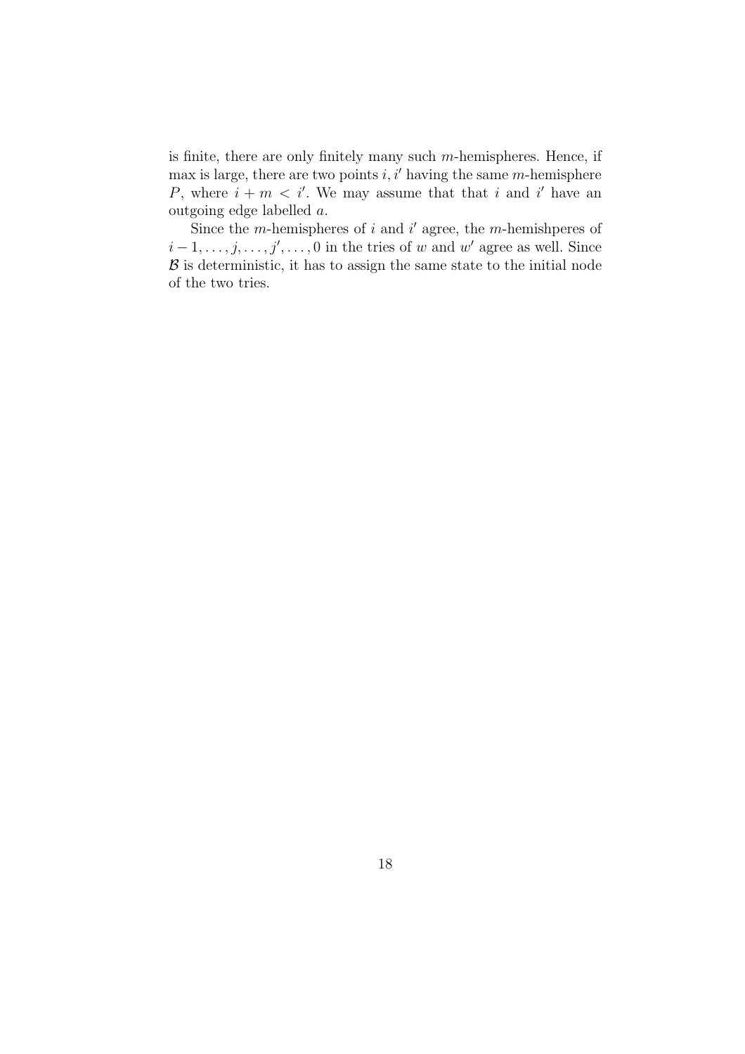is finite, there are only finitely many such $m$-hemispheres. Hence, if max is large, there are two points $i, i'$ having the same $m$-hemisphere $P$, where $i + m < i'$. We may assume that that $i$ and $i'$ have an outgoing edge labelled $a$.

Since the $m$-hemispheres of $i$ and $i'$ agree, the $m$-hemishperes of $i-1, \ldots, j, \ldots, j', \ldots, 0$ in the tries of $w$ and $w'$ agree as well. Since $\mathcal{B}$ is deterministic, it has to assign the same state to the initial node of the two tries.